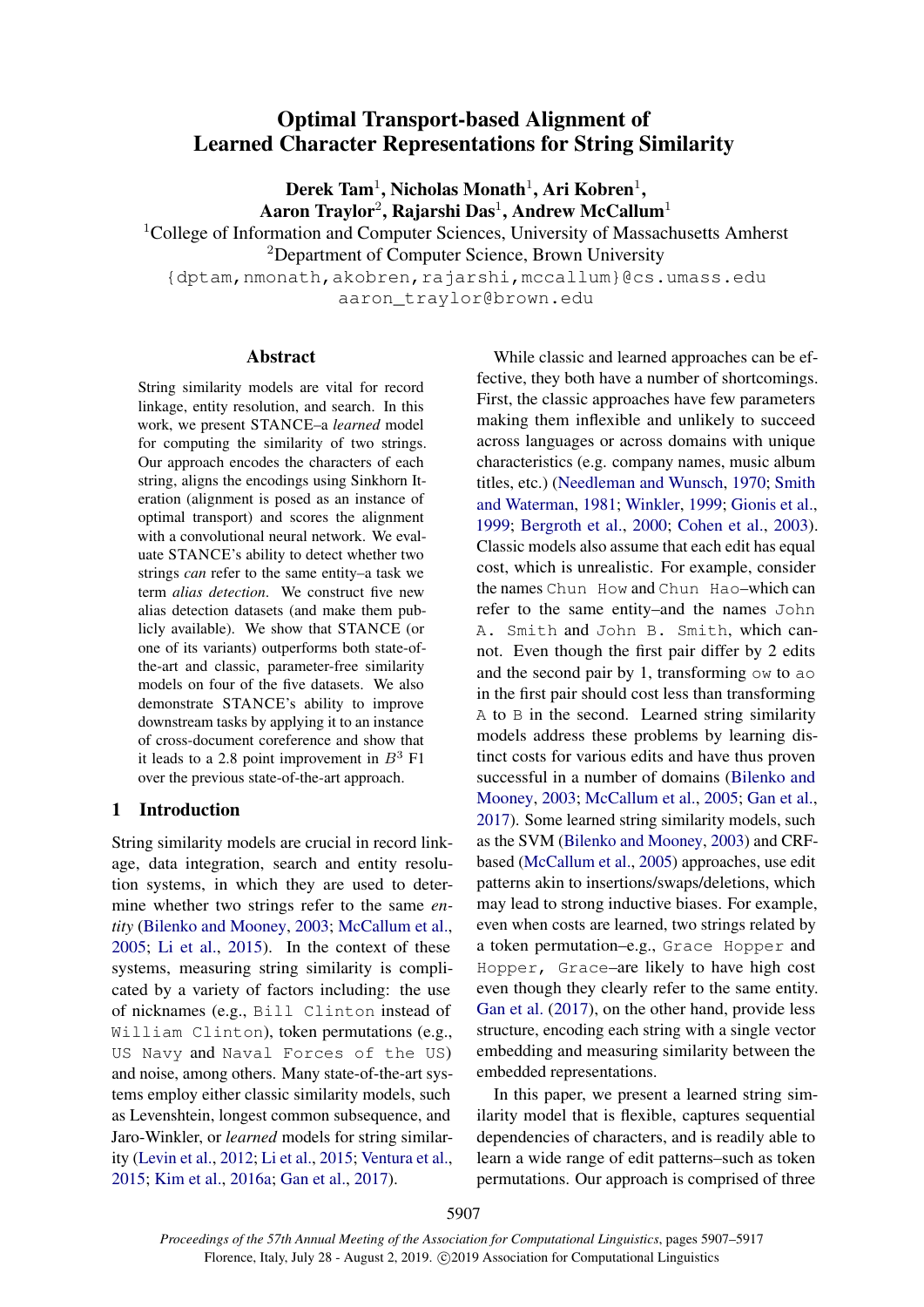# Optimal Transport-based Alignment of Learned Character Representations for String Similarity

**Derek Tam**[1], **Nicholas Monath**[1], **Ari Kobren**[1], **Aaron Traylor**[2], **Rajarshi Das**[1], **Andrew McCallum**[1]

[1]College of Information and Computer Sciences, University of Massachusetts Amherst
[2]Department of Computer Science, Brown University

{dptam,nmonath,akobren,rajarshi,mccallum}@cs.umass.edu
aaron_traylor@brown.edu

## Abstract

String similarity models are vital for record linkage, entity resolution, and search. In this work, we present STANCE–a *learned* model for computing the similarity of two strings. Our approach encodes the characters of each string, aligns the encodings using Sinkhorn Iteration (alignment is posed as an instance of optimal transport) and scores the alignment with a convolutional neural network. We evaluate STANCE's ability to detect whether two strings *can* refer to the same entity–a task we term *alias detection*. We construct five new alias detection datasets (and make them publicly available). We show that STANCE (or one of its variants) outperforms both state-of-the-art and classic, parameter-free similarity models on four of the five datasets. We also demonstrate STANCE's ability to improve downstream tasks by applying it to an instance of cross-document coreference and show that it leads to a 2.8 point improvement in $B^3$ F1 over the previous state-of-the-art approach.

## 1 Introduction

String similarity models are crucial in record linkage, data integration, search and entity resolution systems, in which they are used to determine whether two strings refer to the same *entity* (Bilenko and Mooney, 2003; McCallum et al., 2005; Li et al., 2015). In the context of these systems, measuring string similarity is complicated by a variety of factors including: the use of nicknames (e.g., `Bill Clinton` instead of `William Clinton`), token permutations (e.g., `US Navy` and `Naval Forces of the US`) and noise, among others. Many state-of-the-art systems employ either classic similarity models, such as Levenshtein, longest common subsequence, and Jaro-Winkler, or *learned* models for string similarity (Levin et al., 2012; Li et al., 2015; Ventura et al., 2015; Kim et al., 2016a; Gan et al., 2017).

While classic and learned approaches can be effective, they both have a number of shortcomings. First, the classic approaches have few parameters making them inflexible and unlikely to succeed across languages or across domains with unique characteristics (e.g. company names, music album titles, etc.) (Needleman and Wunsch, 1970; Smith and Waterman, 1981; Winkler, 1999; Gionis et al., 1999; Bergroth et al., 2000; Cohen et al., 2003). Classic models also assume that each edit has equal cost, which is unrealistic. For example, consider the names `Chun How` and `Chun Hao`–which can refer to the same entity–and the names `John A. Smith` and `John B. Smith`, which cannot. Even though the first pair differ by 2 edits and the second pair by 1, transforming `ow` to `ao` in the first pair should cost less than transforming `A` to `B` in the second. Learned string similarity models address these problems by learning distinct costs for various edits and have thus proven successful in a number of domains (Bilenko and Mooney, 2003; McCallum et al., 2005; Gan et al., 2017). Some learned string similarity models, such as the SVM (Bilenko and Mooney, 2003) and CRF-based (McCallum et al., 2005) approaches, use edit patterns akin to insertions/swaps/deletions, which may lead to strong inductive biases. For example, even when costs are learned, two strings related by a token permutation–e.g., `Grace Hopper` and `Hopper, Grace`–are likely to have high cost even though they clearly refer to the same entity. Gan et al. (2017), on the other hand, provide less structure, encoding each string with a single vector embedding and measuring similarity between the embedded representations.

In this paper, we present a learned string similarity model that is flexible, captures sequential dependencies of characters, and is readily able to learn a wide range of edit patterns–such as token permutations. Our approach is comprised of three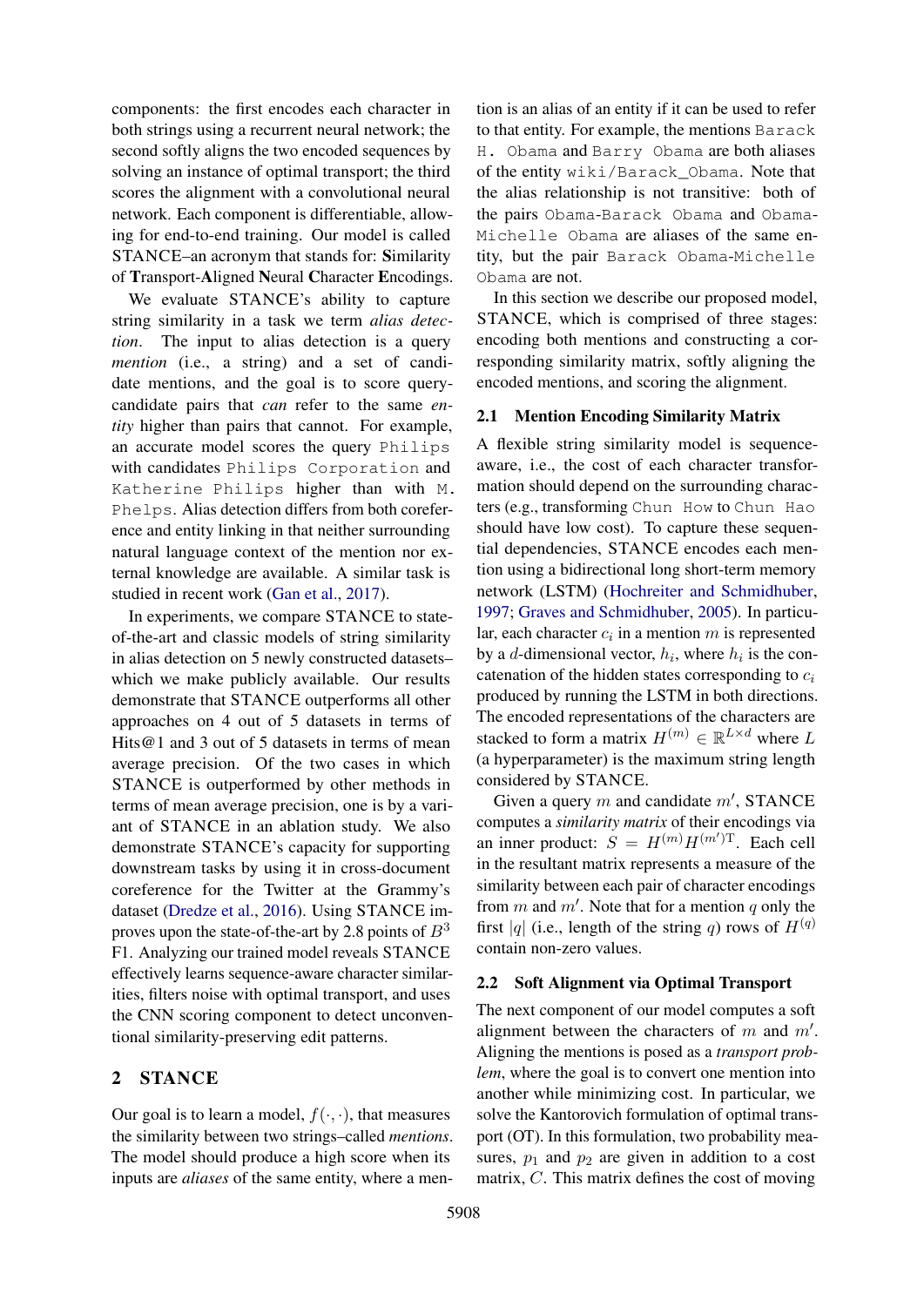components: the first encodes each character in both strings using a recurrent neural network; the second softly aligns the two encoded sequences by solving an instance of optimal transport; the third scores the alignment with a convolutional neural network. Each component is differentiable, allowing for end-to-end training. Our model is called STANCE–an acronym that stands for: **S**imilarity of **T**ransport-**A**ligned **N**eural **C**haracter **E**ncodings.

We evaluate STANCE's ability to capture string similarity in a task we term *alias detection*. The input to alias detection is a query *mention* (i.e., a string) and a set of candidate mentions, and the goal is to score query-candidate pairs that *can* refer to the same *entity* higher than pairs that cannot. For example, an accurate model scores the query `Philips` with candidates `Philips Corporation` and `Katherine Philips` higher than with `M. Phelps`. Alias detection differs from both coreference and entity linking in that neither surrounding natural language context of the mention nor external knowledge are available. A similar task is studied in recent work (Gan et al., 2017).

In experiments, we compare STANCE to state-of-the-art and classic models of string similarity in alias detection on 5 newly constructed datasets–which we make publicly available. Our results demonstrate that STANCE outperforms all other approaches on 4 out of 5 datasets in terms of Hits@1 and 3 out of 5 datasets in terms of mean average precision. Of the two cases in which STANCE is outperformed by other methods in terms of mean average precision, one is by a variant of STANCE in an ablation study. We also demonstrate STANCE's capacity for supporting downstream tasks by using it in cross-document coreference for the Twitter at the Grammy's dataset (Dredze et al., 2016). Using STANCE improves upon the state-of-the-art by 2.8 points of $B^3$ F1. Analyzing our trained model reveals STANCE effectively learns sequence-aware character similarities, filters noise with optimal transport, and uses the CNN scoring component to detect unconventional similarity-preserving edit patterns.

## 2 STANCE

Our goal is to learn a model, $f(\cdot, \cdot)$, that measures the similarity between two strings–called *mentions*. The model should produce a high score when its inputs are *aliases* of the same entity, where a mention is an alias of an entity if it can be used to refer to that entity. For example, the mentions `Barack H. Obama` and `Barry Obama` are both aliases of the entity `wiki/Barack_Obama`. Note that the alias relationship is not transitive: both of the pairs `Obama-Barack Obama` and `Obama-Michelle Obama` are aliases of the same entity, but the pair `Barack Obama-Michelle Obama` are not.

In this section we describe our proposed model, STANCE, which is comprised of three stages: encoding both mentions and constructing a corresponding similarity matrix, softly aligning the encoded mentions, and scoring the alignment.

### 2.1 Mention Encoding Similarity Matrix

A flexible string similarity model is sequence-aware, i.e., the cost of each character transformation should depend on the surrounding characters (e.g., transforming `Chun How` to `Chun Hao` should have low cost). To capture these sequential dependencies, STANCE encodes each mention using a bidirectional long short-term memory network (LSTM) (Hochreiter and Schmidhuber, 1997; Graves and Schmidhuber, 2005). In particular, each character $c_i$ in a mention $m$ is represented by a $d$-dimensional vector, $h_i$, where $h_i$ is the concatenation of the hidden states corresponding to $c_i$ produced by running the LSTM in both directions. The encoded representations of the characters are stacked to form a matrix $H^{(m)} \in \mathbb{R}^{L \times d}$ where $L$ (a hyperparameter) is the maximum string length considered by STANCE.

Given a query $m$ and candidate $m'$, STANCE computes a *similarity matrix* of their encodings via an inner product: $S = H^{(m)} H^{(m')\text{T}}$. Each cell in the resultant matrix represents a measure of the similarity between each pair of character encodings from $m$ and $m'$. Note that for a mention $q$ only the first $|q|$ (i.e., length of the string $q$) rows of $H^{(q)}$ contain non-zero values.

### 2.2 Soft Alignment via Optimal Transport

The next component of our model computes a soft alignment between the characters of $m$ and $m'$. Aligning the mentions is posed as a *transport problem*, where the goal is to convert one mention into another while minimizing cost. In particular, we solve the Kantorovich formulation of optimal transport (OT). In this formulation, two probability measures, $p_1$ and $p_2$ are given in addition to a cost matrix, $C$. This matrix defines the cost of moving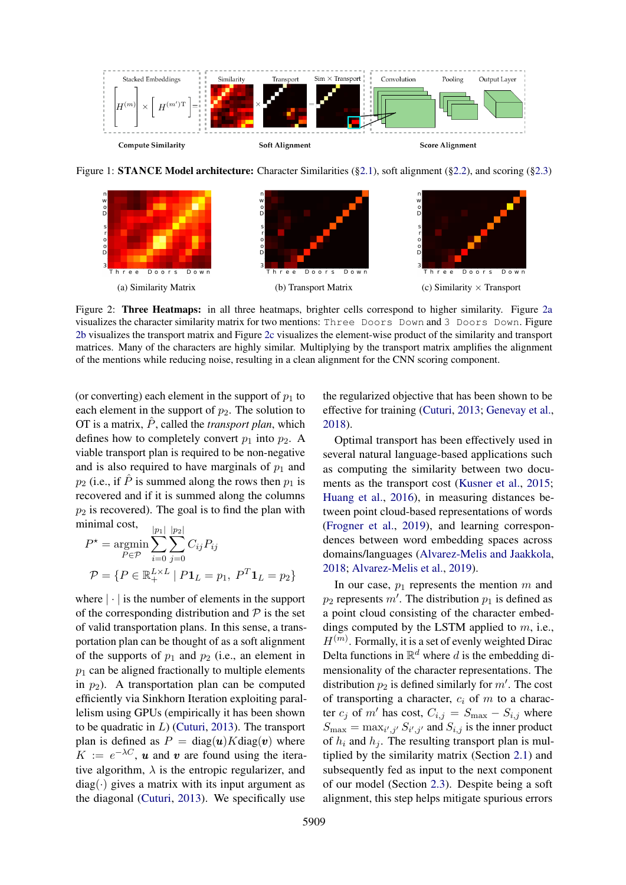Figure 1: **STANCE Model architecture:** Character Similarities (§2.1), soft alignment (§2.2), and scoring (§2.3)

(a) Similarity Matrix

(b) Transport Matrix

(c) Similarity × Transport

Figure 2: **Three Heatmaps:** in all three heatmaps, brighter cells correspond to higher similarity. Figure 2a visualizes the character similarity matrix for two mentions: `Three Doors Down` and `3 Doors Down`. Figure 2b visualizes the transport matrix and Figure 2c visualizes the element-wise product of the similarity and transport matrices. Many of the characters are highly similar. Multiplying by the transport matrix amplifies the alignment of the mentions while reducing noise, resulting in a clean alignment for the CNN scoring component.

(or converting) each element in the support of $p_1$ to each element in the support of $p_2$. The solution to OT is a matrix, $\hat{P}$, called the *transport plan*, which defines how to completely convert $p_1$ into $p_2$. A viable transport plan is required to be non-negative and is also required to have marginals of $p_1$ and $p_2$ (i.e., if $\hat{P}$ is summed along the rows then $p_1$ is recovered and if it is summed along the columns $p_2$ is recovered). The goal is to find the plan with minimal cost,

$$P^{\star} = \underset{P \in \mathcal{P}}{\text{argmin}} \sum_{i=0}^{|p_1|} \sum_{j=0}^{|p_2|} C_{ij} P_{ij}$$

$$\mathcal{P} = \{P \in \mathbb{R}_+^{L \times L} \mid P\mathbf{1}_L = p_1,\ P^T\mathbf{1}_L = p_2\}$$

where $|\cdot|$ is the number of elements in the support of the corresponding distribution and $\mathcal{P}$ is the set of valid transportation plans. In this sense, a transportation plan can be thought of as a soft alignment of the supports of $p_1$ and $p_2$ (i.e., an element in $p_1$ can be aligned fractionally to multiple elements in $p_2$). A transportation plan can be computed efficiently via Sinkhorn Iteration exploiting parallelism using GPUs (empirically it has been shown to be quadratic in $L$) (Cuturi, 2013). The transport plan is defined as $P = \text{diag}(\boldsymbol{u})K\text{diag}(\boldsymbol{v})$ where $K := e^{-\lambda C}$, $\boldsymbol{u}$ and $\boldsymbol{v}$ are found using the iterative algorithm, $\lambda$ is the entropic regularizer, and $\text{diag}(\cdot)$ gives a matrix with its input argument as the diagonal (Cuturi, 2013). We specifically use the regularized objective that has been shown to be effective for training (Cuturi, 2013; Genevay et al., 2018).

Optimal transport has been effectively used in several natural language-based applications such as computing the similarity between two documents as the transport cost (Kusner et al., 2015; Huang et al., 2016), in measuring distances between point cloud-based representations of words (Frogner et al., 2019), and learning correspondences between word embedding spaces across domains/languages (Alvarez-Melis and Jaakkola, 2018; Alvarez-Melis et al., 2019).

In our case, $p_1$ represents the mention $m$ and $p_2$ represents $m'$. The distribution $p_1$ is defined as a point cloud consisting of the character embeddings computed by the LSTM applied to $m$, i.e., $H^{(m)}$. Formally, it is a set of evenly weighted Dirac Delta functions in $\mathbb{R}^d$ where $d$ is the embedding dimensionality of the character representations. The distribution $p_2$ is defined similarly for $m'$. The cost of transporting a character, $c_i$ of $m$ to a character $c_j$ of $m'$ has cost, $C_{i,j} = S_{\max} - S_{i,j}$ where $S_{\max} = \max_{i',j'} S_{i',j'}$ and $S_{i,j}$ is the inner product of $h_i$ and $h_j$. The resulting transport plan is multiplied by the similarity matrix (Section 2.1) and subsequently fed as input to the next component of our model (Section 2.3). Despite being a soft alignment, this step helps mitigate spurious errors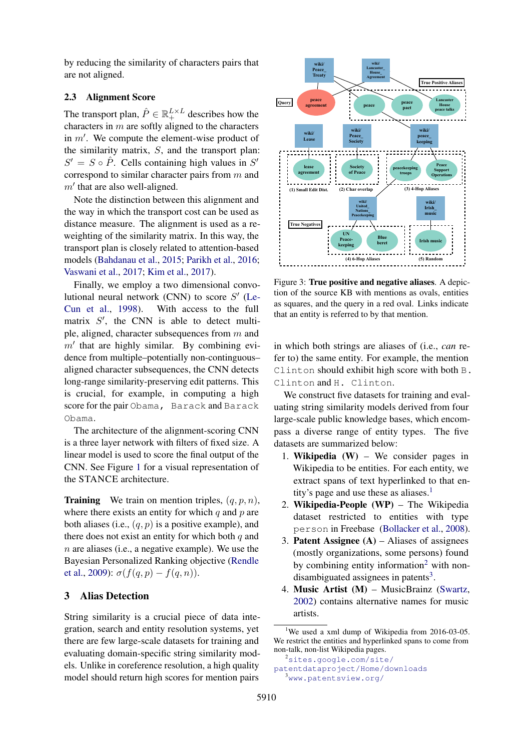by reducing the similarity of characters pairs that are not aligned.

### 2.3 Alignment Score

The transport plan, $\hat{P} \in \mathbb{R}_{+}^{L \times L}$ describes how the characters in $m$ are softly aligned to the characters in $m'$. We compute the element-wise product of the similarity matrix, $S$, and the transport plan: $S' = S \circ \hat{P}$. Cells containing high values in $S'$ correspond to similar character pairs from $m$ and $m'$ that are also well-aligned.

Note the distinction between this alignment and the way in which the transport cost can be used as distance measure. The alignment is used as a re-weighting of the similarity matrix. In this way, the transport plan is closely related to attention-based models (Bahdanau et al., 2015; Parikh et al., 2016; Vaswani et al., 2017; Kim et al., 2017).

Finally, we employ a two dimensional convolutional neural network (CNN) to score $S'$ (LeCun et al., 1998). With access to the full matrix $S'$, the CNN is able to detect multiple, aligned, character subsequences from $m$ and $m'$ that are highly similar. By combining evidence from multiple–potentially non-continguous–aligned character subsequences, the CNN detects long-range similarity-preserving edit patterns. This is crucial, for example, in computing a high score for the pair `Obama, Barack` and `Barack Obama`.

The architecture of the alignment-scoring CNN is a three layer network with filters of fixed size. A linear model is used to score the final output of the CNN. See Figure 1 for a visual representation of the STANCE architecture.

**Training** We train on mention triples, $(q, p, n)$, where there exists an entity for which $q$ and $p$ are both aliases (i.e., $(q, p)$ is a positive example), and there does not exist an entity for which both $q$ and $n$ are aliases (i.e., a negative example). We use the Bayesian Personalized Ranking objective (Rendle et al., 2009): $\sigma(f(q, p) - f(q, n))$.

## 3 Alias Detection

String similarity is a crucial piece of data integration, search and entity resolution systems, yet there are few large-scale datasets for training and evaluating domain-specific string similarity models. Unlike in coreference resolution, a high quality model should return high scores for mention pairs in which both strings are aliases of (i.e., *can* refer to) the same entity. For example, the mention `Clinton` should exhibit high score with both `B. Clinton` and `H. Clinton`.

Figure 3: **True positive and negative aliases.** A depiction of the source KB with mentions as ovals, entities as squares, and the query in a red oval. Links indicate that an entity is referred to by that mention.

We construct five datasets for training and evaluating string similarity models derived from four large-scale public knowledge bases, which encompass a diverse range of entity types. The five datasets are summarized below:

1. **Wikipedia (W)** – We consider pages in Wikipedia to be entities. For each entity, we extract spans of text hyperlinked to that entity's page and use these as aliases.[1]
2. **Wikipedia-People (WP)** – The Wikipedia dataset restricted to entities with type `person` in Freebase (Bollacker et al., 2008).
3. **Patent Assignee (A)** – Aliases of assignees (mostly organizations, some persons) found by combining entity information[2] with non-disambiguated assignees in patents[3].
4. **Music Artist (M)** – MusicBrainz (Swartz, 2002) contains alternative names for music artists.

[1] We used a xml dump of Wikipedia from 2016-03-05. We restrict the entities and hyperlinked spans to come from non-talk, non-list Wikipedia pages.

[2] `sites.google.com/site/patentdataproject/Home/downloads`

[3] `www.patentsview.org/`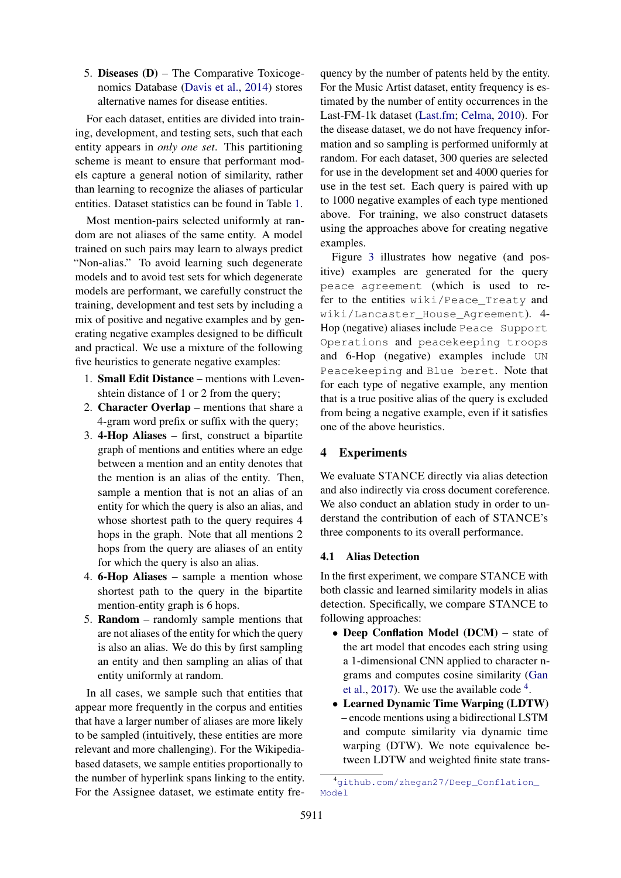5. **Diseases (D)** – The Comparative Toxicogenomics Database (Davis et al., 2014) stores alternative names for disease entities.

For each dataset, entities are divided into training, development, and testing sets, such that each entity appears in *only one set*. This partitioning scheme is meant to ensure that performant models capture a general notion of similarity, rather than learning to recognize the aliases of particular entities. Dataset statistics can be found in Table 1.

Most mention-pairs selected uniformly at random are not aliases of the same entity. A model trained on such pairs may learn to always predict "Non-alias." To avoid learning such degenerate models and to avoid test sets for which degenerate models are performant, we carefully construct the training, development and test sets by including a mix of positive and negative examples and by generating negative examples designed to be difficult and practical. We use a mixture of the following five heuristics to generate negative examples:

1. **Small Edit Distance** – mentions with Levenshtein distance of 1 or 2 from the query;
2. **Character Overlap** – mentions that share a 4-gram word prefix or suffix with the query;
3. **4-Hop Aliases** – first, construct a bipartite graph of mentions and entities where an edge between a mention and an entity denotes that the mention is an alias of the entity. Then, sample a mention that is not an alias of an entity for which the query is also an alias, and whose shortest path to the query requires 4 hops in the graph. Note that all mentions 2 hops from the query are aliases of an entity for which the query is also an alias.
4. **6-Hop Aliases** – sample a mention whose shortest path to the query in the bipartite mention-entity graph is 6 hops.
5. **Random** – randomly sample mentions that are not aliases of the entity for which the query is also an alias. We do this by first sampling an entity and then sampling an alias of that entity uniformly at random.

In all cases, we sample such that entities that appear more frequently in the corpus and entities that have a larger number of aliases are more likely to be sampled (intuitively, these entities are more relevant and more challenging). For the Wikipedia-based datasets, we sample entities proportionally to the number of hyperlink spans linking to the entity. For the Assignee dataset, we estimate entity frequency by the number of patents held by the entity. For the Music Artist dataset, entity frequency is estimated by the number of entity occurrences in the Last-FM-1k dataset (Last.fm; Celma, 2010). For the disease dataset, we do not have frequency information and so sampling is performed uniformly at random. For each dataset, 300 queries are selected for use in the development set and 4000 queries for use in the test set. Each query is paired with up to 1000 negative examples of each type mentioned above. For training, we also construct datasets using the approaches above for creating negative examples.

Figure 3 illustrates how negative (and positive) examples are generated for the query `peace agreement` (which is used to refer to the entities `wiki/Peace_Treaty` and `wiki/Lancaster_House_Agreement`). 4-Hop (negative) aliases include `Peace Support Operations` and `peacekeeping troops` and 6-Hop (negative) examples include `UN Peacekeeping` and `Blue beret`. Note that for each type of negative example, any mention that is a true positive alias of the query is excluded from being a negative example, even if it satisfies one of the above heuristics.

## 4 Experiments

We evaluate STANCE directly via alias detection and also indirectly via cross document coreference. We also conduct an ablation study in order to understand the contribution of each of STANCE's three components to its overall performance.

### 4.1 Alias Detection

In the first experiment, we compare STANCE with both classic and learned similarity models in alias detection. Specifically, we compare STANCE to following approaches:

- **Deep Conflation Model (DCM)** – state of the art model that encodes each string using a 1-dimensional CNN applied to character n-grams and computes cosine similarity (Gan et al., 2017). We use the available code [4].
- **Learned Dynamic Time Warping (LDTW)** – encode mentions using a bidirectional LSTM and compute similarity via dynamic time warping (DTW). We note equivalence between LDTW and weighted finite state trans-

[4] github.com/zhegan27/Deep_Conflation_Model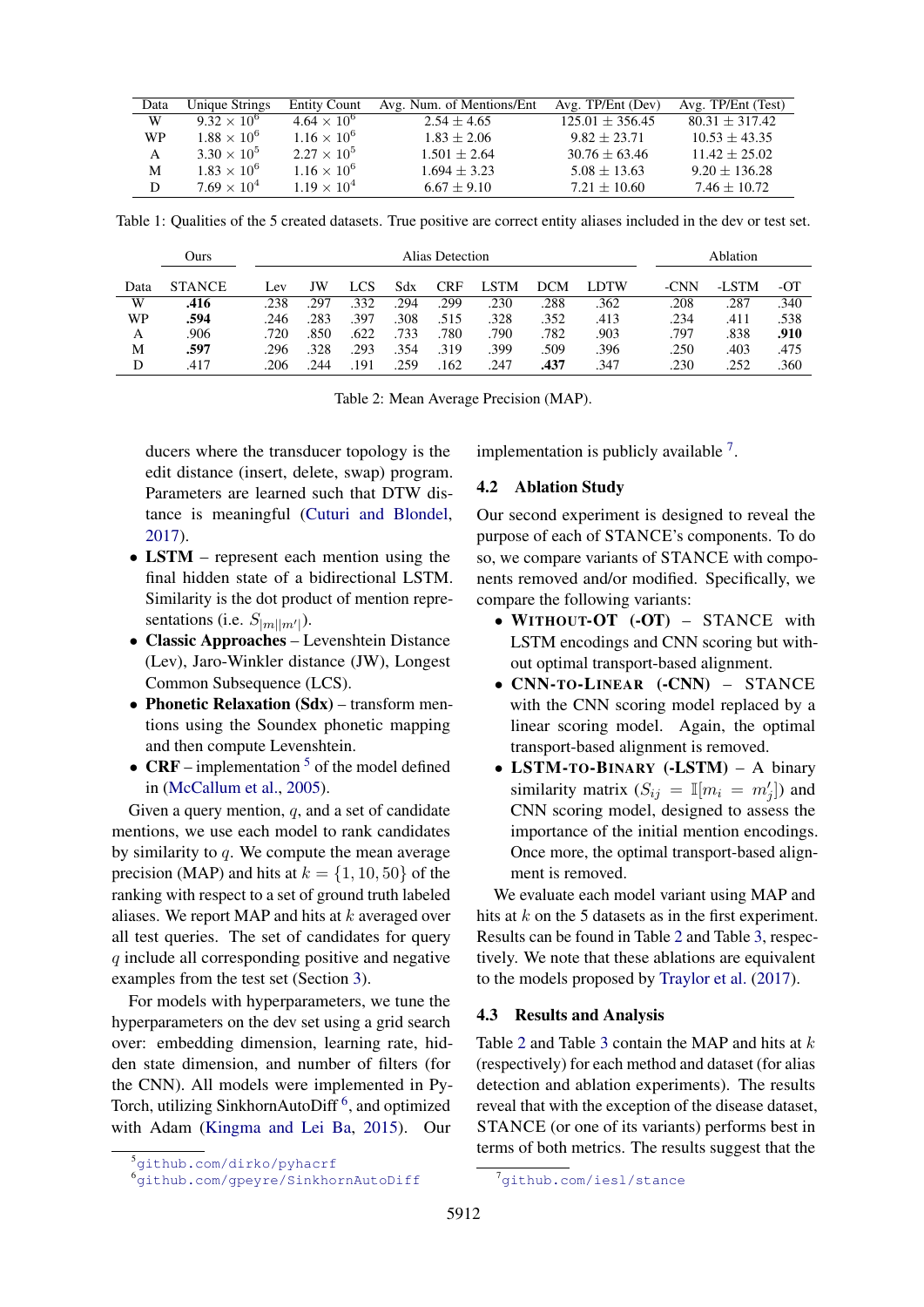| Data | Unique Strings | Entity Count | Avg. Num. of Mentions/Ent | Avg. TP/Ent (Dev) | Avg. TP/Ent (Test) |
|---|---|---|---|---|---|
| W | $9.32 \times 10^6$ | $4.64 \times 10^6$ | $2.54 \pm 4.65$ | $125.01 \pm 356.45$ | $80.31 \pm 317.42$ |
| WP | $1.88 \times 10^6$ | $1.16 \times 10^6$ | $1.83 \pm 2.06$ | $9.82 \pm 23.71$ | $10.53 \pm 43.35$ |
| A | $3.30 \times 10^5$ | $2.27 \times 10^5$ | $1.501 \pm 2.64$ | $30.76 \pm 63.46$ | $11.42 \pm 25.02$ |
| M | $1.83 \times 10^6$ | $1.16 \times 10^6$ | $1.694 \pm 3.23$ | $5.08 \pm 13.63$ | $9.20 \pm 136.28$ |
| D | $7.69 \times 10^4$ | $1.19 \times 10^4$ | $6.67 \pm 9.10$ | $7.21 \pm 10.60$ | $7.46 \pm 10.72$ |

Table 1: Qualities of the 5 created datasets. True positive are correct entity aliases included in the dev or test set.

| | Ours | Alias Detection | | | | | | | | Ablation | | |
|---|---|---|---|---|---|---|---|---|---|---|---|---|
| Data | STANCE | Lev | JW | LCS | Sdx | CRF | LSTM | DCM | LDTW | -CNN | -LSTM | -OT |
| W | **.416** | .238 | .297 | .332 | .294 | .299 | .230 | .288 | .362 | .208 | .287 | .340 |
| WP | **.594** | .246 | .283 | .397 | .308 | .515 | .328 | .352 | .413 | .234 | .411 | .538 |
| A | .906 | .720 | .850 | .622 | .733 | .780 | .790 | .782 | .903 | .797 | .838 | **.910** |
| M | **.597** | .296 | .328 | .293 | .354 | .319 | .399 | .509 | .396 | .250 | .403 | .475 |
| D | .417 | .206 | .244 | .191 | .259 | .162 | .247 | **.437** | .347 | .230 | .252 | .360 |

Table 2: Mean Average Precision (MAP).

ducers where the transducer topology is the edit distance (insert, delete, swap) program. Parameters are learned such that DTW distance is meaningful (Cuturi and Blondel, 2017).

- **LSTM** – represent each mention using the final hidden state of a bidirectional LSTM. Similarity is the dot product of mention representations (i.e. $S_{|m||m'|}$).
- **Classic Approaches** – Levenshtein Distance (Lev), Jaro-Winkler distance (JW), Longest Common Subsequence (LCS).
- **Phonetic Relaxation (Sdx)** – transform mentions using the Soundex phonetic mapping and then compute Levenshtein.
- **CRF** – implementation [5] of the model defined in (McCallum et al., 2005).

Given a query mention, $q$, and a set of candidate mentions, we use each model to rank candidates by similarity to $q$. We compute the mean average precision (MAP) and hits at $k = \{1, 10, 50\}$ of the ranking with respect to a set of ground truth labeled aliases. We report MAP and hits at $k$ averaged over all test queries. The set of candidates for query $q$ include all corresponding positive and negative examples from the test set (Section 3).

For models with hyperparameters, we tune the hyperparameters on the dev set using a grid search over: embedding dimension, learning rate, hidden state dimension, and number of filters (for the CNN). All models were implemented in PyTorch, utilizing SinkhornAutoDiff [6], and optimized with Adam (Kingma and Lei Ba, 2015). Our implementation is publicly available [7].

[5] github.com/dirko/pyhacrf
[6] github.com/gpeyre/SinkhornAutoDiff

## 4.2 Ablation Study

Our second experiment is designed to reveal the purpose of each of STANCE's components. To do so, we compare variants of STANCE with components removed and/or modified. Specifically, we compare the following variants:

- **WITHOUT-OT (-OT)** – STANCE with LSTM encodings and CNN scoring but without optimal transport-based alignment.
- **CNN-TO-LINEAR (-CNN)** – STANCE with the CNN scoring model replaced by a linear scoring model. Again, the optimal transport-based alignment is removed.
- **LSTM-TO-BINARY (-LSTM)** – A binary similarity matrix ($S_{ij} = \mathbb{I}[m_i = m'_j]$) and CNN scoring model, designed to assess the importance of the initial mention encodings. Once more, the optimal transport-based alignment is removed.

We evaluate each model variant using MAP and hits at $k$ on the 5 datasets as in the first experiment. Results can be found in Table 2 and Table 3, respectively. We note that these ablations are equivalent to the models proposed by Traylor et al. (2017).

## 4.3 Results and Analysis

Table 2 and Table 3 contain the MAP and hits at $k$ (respectively) for each method and dataset (for alias detection and ablation experiments). The results reveal that with the exception of the disease dataset, STANCE (or one of its variants) performs best in terms of both metrics. The results suggest that the

[7] github.com/iesl/stance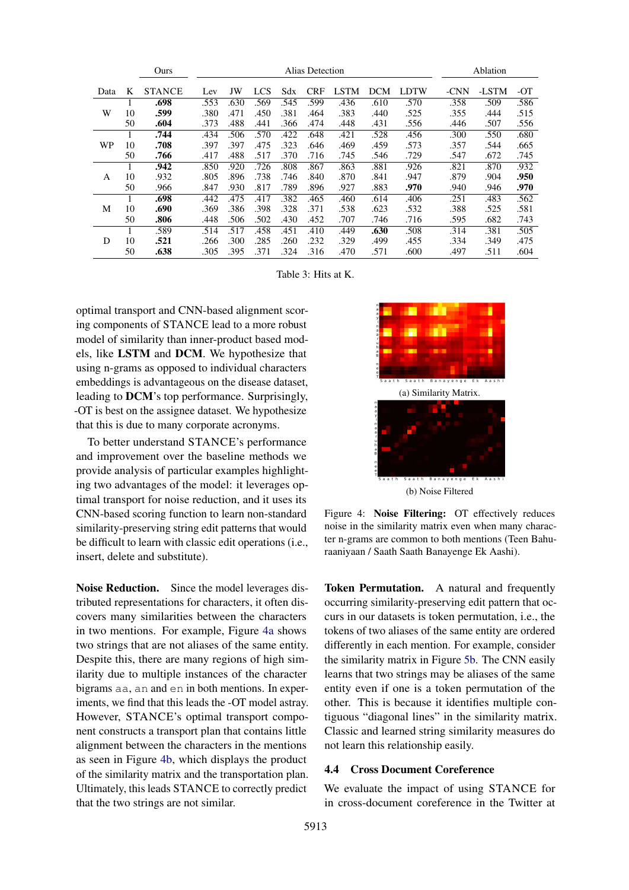| Data | K | Ours | Alias Detection | | | | | | | | Ablation | | |
|---|---|---|---|---|---|---|---|---|---|---|---|---|---|
| | | STANCE | Lev | JW | LCS | Sdx | CRF | LSTM | DCM | LDTW | -CNN | -LSTM | -OT |
| W | 1 | **.698** | .553 | .630 | .569 | .545 | .599 | .436 | .610 | .570 | .358 | .509 | .586 |
| | 10 | **.599** | .380 | .471 | .450 | .381 | .464 | .383 | .440 | .525 | .355 | .444 | .515 |
| | 50 | **.604** | .373 | .488 | .441 | .366 | .474 | .448 | .431 | .556 | .446 | .507 | .556 |
| WP | 1 | **.744** | .434 | .506 | .570 | .422 | .648 | .421 | .528 | .456 | .300 | .550 | .680 |
| | 10 | **.708** | .397 | .397 | .475 | .323 | .646 | .469 | .459 | .573 | .357 | .544 | .665 |
| | 50 | **.766** | .417 | .488 | .517 | .370 | .716 | .745 | .546 | .729 | .547 | .672 | .745 |
| A | 1 | **.942** | .850 | .920 | .726 | .808 | .867 | .863 | .881 | .926 | .821 | .870 | .932 |
| | 10 | .932 | .805 | .896 | .738 | .746 | .840 | .870 | .841 | .947 | .879 | .904 | **.950** |
| | 50 | .966 | .847 | .930 | .817 | .789 | .896 | .927 | .883 | **.970** | .940 | .946 | **.970** |
| M | 1 | **.698** | .442 | .475 | .417 | .382 | .465 | .460 | .614 | .406 | .251 | .483 | .562 |
| | 10 | **.690** | .369 | .386 | .398 | .328 | .371 | .538 | .623 | .532 | .388 | .525 | .581 |
| | 50 | **.806** | .448 | .506 | .502 | .430 | .452 | .707 | .746 | .716 | .595 | .682 | .743 |
| D | 1 | .589 | .514 | .517 | .458 | .451 | .410 | .449 | **.630** | .508 | .314 | .381 | .505 |
| | 10 | **.521** | .266 | .300 | .285 | .260 | .232 | .329 | .499 | .455 | .334 | .349 | .475 |
| | 50 | **.638** | .305 | .395 | .371 | .324 | .316 | .470 | .571 | .600 | .497 | .511 | .604 |

Table 3: Hits at K.

optimal transport and CNN-based alignment scoring components of STANCE lead to a more robust model of similarity than inner-product based models, like **LSTM** and **DCM**. We hypothesize that using n-grams as opposed to individual characters embeddings is advantageous on the disease dataset, leading to **DCM**'s top performance. Surprisingly, -OT is best on the assignee dataset. We hypothesize that this is due to many corporate acronyms.

To better understand STANCE's performance and improvement over the baseline methods we provide analysis of particular examples highlighting two advantages of the model: it leverages optimal transport for noise reduction, and it uses its CNN-based scoring function to learn non-standard similarity-preserving string edit patterns that would be difficult to learn with classic edit operations (i.e., insert, delete and substitute).

**Noise Reduction.** Since the model leverages distributed representations for characters, it often discovers many similarities between the characters in two mentions. For example, Figure 4a shows two strings that are not aliases of the same entity. Despite this, there are many regions of high similarity due to multiple instances of the character bigrams `aa`, `an` and `en` in both mentions. In experiments, we find that this leads the -OT model astray. However, STANCE's optimal transport component constructs a transport plan that contains little alignment between the characters in the mentions as seen in Figure 4b, which displays the product of the similarity matrix and the transportation plan. Ultimately, this leads STANCE to correctly predict that the two strings are not similar.

(a) Similarity Matrix.

(b) Noise Filtered

Figure 4: **Noise Filtering:** OT effectively reduces noise in the similarity matrix even when many character n-grams are common to both mentions (Teen Bahuraaniyaan / Saath Saath Banayenge Ek Aashi).

**Token Permutation.** A natural and frequently occurring similarity-preserving edit pattern that occurs in our datasets is token permutation, i.e., the tokens of two aliases of the same entity are ordered differently in each mention. For example, consider the similarity matrix in Figure 5b. The CNN easily learns that two strings may be aliases of the same entity even if one is a token permutation of the other. This is because it identifies multiple contiguous "diagonal lines" in the similarity matrix. Classic and learned string similarity measures do not learn this relationship easily.

### 4.4 Cross Document Coreference

We evaluate the impact of using STANCE for in cross-document coreference in the Twitter at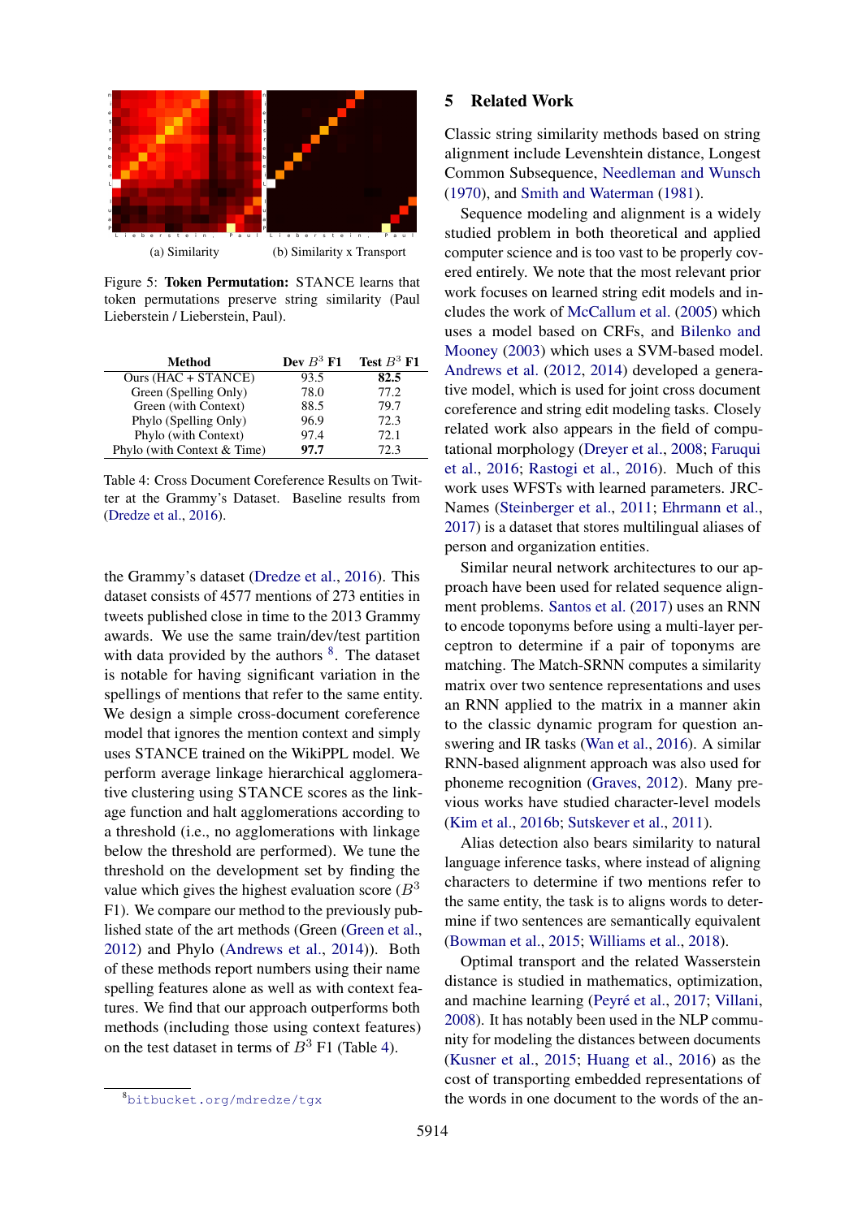(a) Similarity (b) Similarity x Transport

Figure 5: **Token Permutation:** STANCE learns that token permutations preserve string similarity (Paul Lieberstein / Lieberstein, Paul).

| Method | Dev $B^3$ F1 | Test $B^3$ F1 |
|---|---|---|
| Ours (HAC + STANCE) | 93.5 | **82.5** |
| Green (Spelling Only) | 78.0 | 77.2 |
| Green (with Context) | 88.5 | 79.7 |
| Phylo (Spelling Only) | 96.9 | 72.3 |
| Phylo (with Context) | 97.4 | 72.1 |
| Phylo (with Context & Time) | **97.7** | 72.3 |

Table 4: Cross Document Coreference Results on Twitter at the Grammy's Dataset. Baseline results from (Dredze et al., 2016).

the Grammy's dataset (Dredze et al., 2016). This dataset consists of 4577 mentions of 273 entities in tweets published close in time to the 2013 Grammy awards. We use the same train/dev/test partition with data provided by the authors [8]. The dataset is notable for having significant variation in the spellings of mentions that refer to the same entity. We design a simple cross-document coreference model that ignores the mention context and simply uses STANCE trained on the WikiPPL model. We perform average linkage hierarchical agglomerative clustering using STANCE scores as the linkage function and halt agglomerations according to a threshold (i.e., no agglomerations with linkage below the threshold are performed). We tune the threshold on the development set by finding the value which gives the highest evaluation score ($B^3$ F1). We compare our method to the previously published state of the art methods (Green (Green et al., 2012) and Phylo (Andrews et al., 2014)). Both of these methods report numbers using their name spelling features alone as well as with context features. We find that our approach outperforms both methods (including those using context features) on the test dataset in terms of $B^3$ F1 (Table 4).

[8] bitbucket.org/mdredze/tgx

## 5 Related Work

Classic string similarity methods based on string alignment include Levenshtein distance, Longest Common Subsequence, Needleman and Wunsch (1970), and Smith and Waterman (1981).

Sequence modeling and alignment is a widely studied problem in both theoretical and applied computer science and is too vast to be properly covered entirely. We note that the most relevant prior work focuses on learned string edit models and includes the work of McCallum et al. (2005) which uses a model based on CRFs, and Bilenko and Mooney (2003) which uses a SVM-based model. Andrews et al. (2012, 2014) developed a generative model, which is used for joint cross document coreference and string edit modeling tasks. Closely related work also appears in the field of computational morphology (Dreyer et al., 2008; Faruqui et al., 2016; Rastogi et al., 2016). Much of this work uses WFSTs with learned parameters. JRC-Names (Steinberger et al., 2011; Ehrmann et al., 2017) is a dataset that stores multilingual aliases of person and organization entities.

Similar neural network architectures to our approach have been used for related sequence alignment problems. Santos et al. (2017) uses an RNN to encode toponyms before using a multi-layer perceptron to determine if a pair of toponyms are matching. The Match-SRNN computes a similarity matrix over two sentence representations and uses an RNN applied to the matrix in a manner akin to the classic dynamic program for question answering and IR tasks (Wan et al., 2016). A similar RNN-based alignment approach was also used for phoneme recognition (Graves, 2012). Many previous works have studied character-level models (Kim et al., 2016b; Sutskever et al., 2011).

Alias detection also bears similarity to natural language inference tasks, where instead of aligning characters to determine if two mentions refer to the same entity, the task is to aligns words to determine if two sentences are semantically equivalent (Bowman et al., 2015; Williams et al., 2018).

Optimal transport and the related Wasserstein distance is studied in mathematics, optimization, and machine learning (Peyré et al., 2017; Villani, 2008). It has notably been used in the NLP community for modeling the distances between documents (Kusner et al., 2015; Huang et al., 2016) as the cost of transporting embedded representations of the words in one document to the words of the an-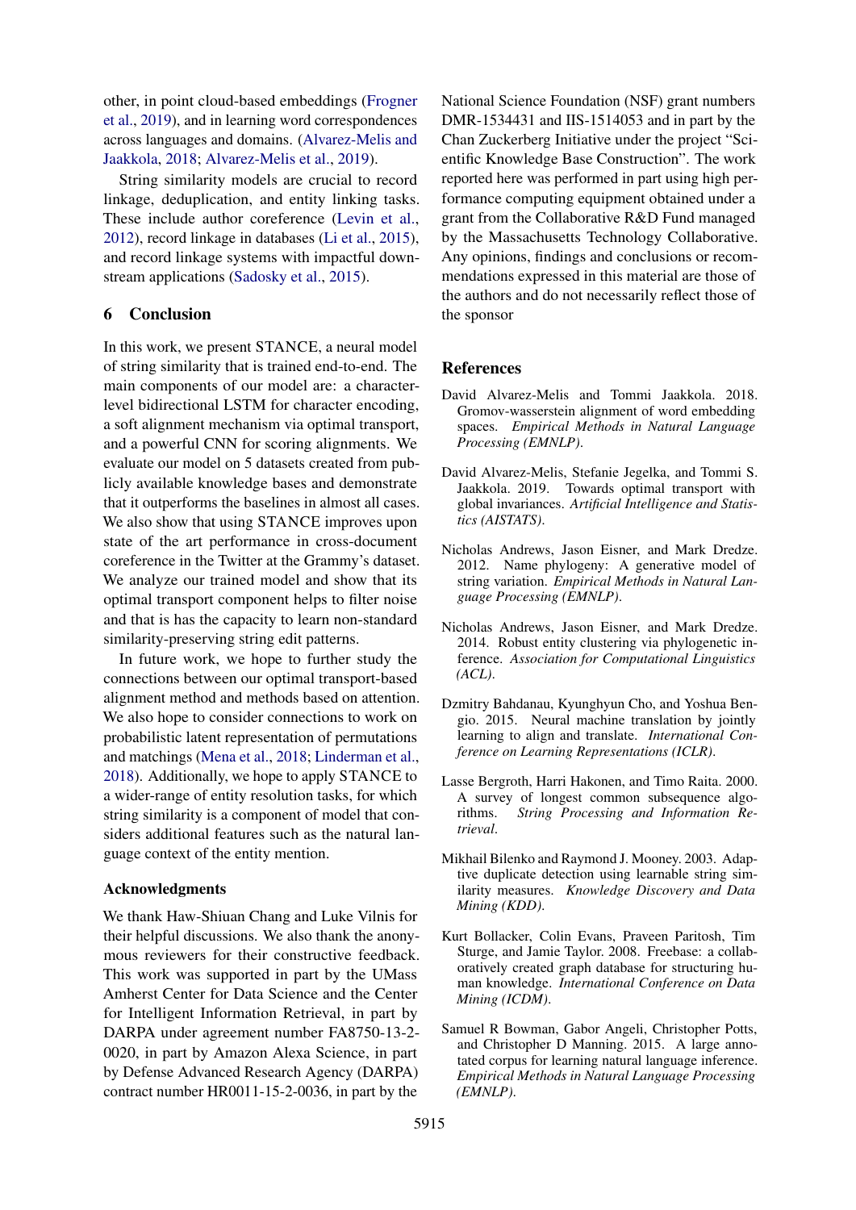other, in point cloud-based embeddings (Frogner et al., 2019), and in learning word correspondences across languages and domains. (Alvarez-Melis and Jaakkola, 2018; Alvarez-Melis et al., 2019).

String similarity models are crucial to record linkage, deduplication, and entity linking tasks. These include author coreference (Levin et al., 2012), record linkage in databases (Li et al., 2015), and record linkage systems with impactful downstream applications (Sadosky et al., 2015).

## 6 Conclusion

In this work, we present STANCE, a neural model of string similarity that is trained end-to-end. The main components of our model are: a character-level bidirectional LSTM for character encoding, a soft alignment mechanism via optimal transport, and a powerful CNN for scoring alignments. We evaluate our model on 5 datasets created from publicly available knowledge bases and demonstrate that it outperforms the baselines in almost all cases. We also show that using STANCE improves upon state of the art performance in cross-document coreference in the Twitter at the Grammy's dataset. We analyze our trained model and show that its optimal transport component helps to filter noise and that is has the capacity to learn non-standard similarity-preserving string edit patterns.

In future work, we hope to further study the connections between our optimal transport-based alignment method and methods based on attention. We also hope to consider connections to work on probabilistic latent representation of permutations and matchings (Mena et al., 2018; Linderman et al., 2018). Additionally, we hope to apply STANCE to a wider-range of entity resolution tasks, for which string similarity is a component of model that considers additional features such as the natural language context of the entity mention.

### Acknowledgments

We thank Haw-Shiuan Chang and Luke Vilnis for their helpful discussions. We also thank the anonymous reviewers for their constructive feedback. This work was supported in part by the UMass Amherst Center for Data Science and the Center for Intelligent Information Retrieval, in part by DARPA under agreement number FA8750-13-2-0020, in part by Amazon Alexa Science, in part by Defense Advanced Research Agency (DARPA) contract number HR0011-15-2-0036, in part by the National Science Foundation (NSF) grant numbers DMR-1534431 and IIS-1514053 and in part by the Chan Zuckerberg Initiative under the project "Scientific Knowledge Base Construction". The work reported here was performed in part using high performance computing equipment obtained under a grant from the Collaborative R&D Fund managed by the Massachusetts Technology Collaborative. Any opinions, findings and conclusions or recommendations expressed in this material are those of the authors and do not necessarily reflect those of the sponsor

## References

David Alvarez-Melis and Tommi Jaakkola. 2018. Gromov-wasserstein alignment of word embedding spaces. *Empirical Methods in Natural Language Processing (EMNLP)*.

David Alvarez-Melis, Stefanie Jegelka, and Tommi S. Jaakkola. 2019. Towards optimal transport with global invariances. *Artificial Intelligence and Statistics (AISTATS)*.

Nicholas Andrews, Jason Eisner, and Mark Dredze. 2012. Name phylogeny: A generative model of string variation. *Empirical Methods in Natural Language Processing (EMNLP)*.

Nicholas Andrews, Jason Eisner, and Mark Dredze. 2014. Robust entity clustering via phylogenetic inference. *Association for Computational Linguistics (ACL)*.

Dzmitry Bahdanau, Kyunghyun Cho, and Yoshua Bengio. 2015. Neural machine translation by jointly learning to align and translate. *International Conference on Learning Representations (ICLR)*.

Lasse Bergroth, Harri Hakonen, and Timo Raita. 2000. A survey of longest common subsequence algorithms. *String Processing and Information Retrieval*.

Mikhail Bilenko and Raymond J. Mooney. 2003. Adaptive duplicate detection using learnable string similarity measures. *Knowledge Discovery and Data Mining (KDD)*.

Kurt Bollacker, Colin Evans, Praveen Paritosh, Tim Sturge, and Jamie Taylor. 2008. Freebase: a collaboratively created graph database for structuring human knowledge. *International Conference on Data Mining (ICDM)*.

Samuel R Bowman, Gabor Angeli, Christopher Potts, and Christopher D Manning. 2015. A large annotated corpus for learning natural language inference. *Empirical Methods in Natural Language Processing (EMNLP)*.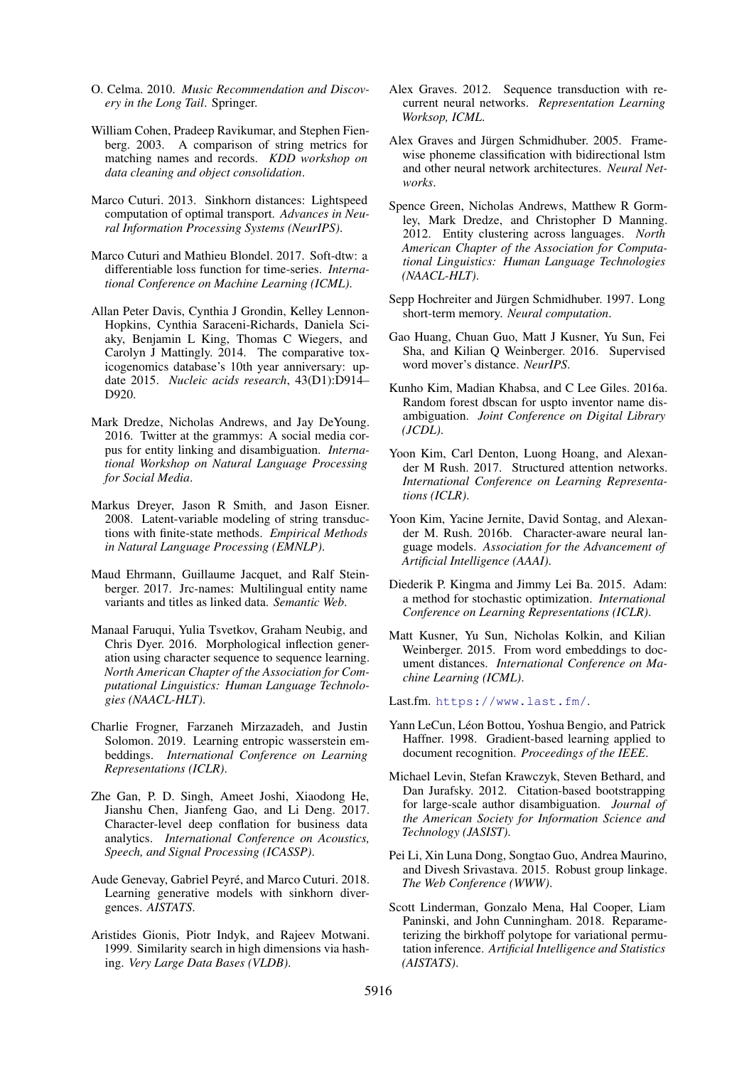O. Celma. 2010. *Music Recommendation and Discovery in the Long Tail*. Springer.

William Cohen, Pradeep Ravikumar, and Stephen Fienberg. 2003. A comparison of string metrics for matching names and records. *KDD workshop on data cleaning and object consolidation*.

Marco Cuturi. 2013. Sinkhorn distances: Lightspeed computation of optimal transport. *Advances in Neural Information Processing Systems (NeurIPS)*.

Marco Cuturi and Mathieu Blondel. 2017. Soft-dtw: a differentiable loss function for time-series. *International Conference on Machine Learning (ICML)*.

Allan Peter Davis, Cynthia J Grondin, Kelley Lennon-Hopkins, Cynthia Saraceni-Richards, Daniela Sciaky, Benjamin L King, Thomas C Wiegers, and Carolyn J Mattingly. 2014. The comparative toxicogenomics database's 10th year anniversary: update 2015. *Nucleic acids research*, 43(D1):D914–D920.

Mark Dredze, Nicholas Andrews, and Jay DeYoung. 2016. Twitter at the grammys: A social media corpus for entity linking and disambiguation. *International Workshop on Natural Language Processing for Social Media*.

Markus Dreyer, Jason R Smith, and Jason Eisner. 2008. Latent-variable modeling of string transductions with finite-state methods. *Empirical Methods in Natural Language Processing (EMNLP)*.

Maud Ehrmann, Guillaume Jacquet, and Ralf Steinberger. 2017. Jrc-names: Multilingual entity name variants and titles as linked data. *Semantic Web*.

Manaal Faruqui, Yulia Tsvetkov, Graham Neubig, and Chris Dyer. 2016. Morphological inflection generation using character sequence to sequence learning. *North American Chapter of the Association for Computational Linguistics: Human Language Technologies (NAACL-HLT)*.

Charlie Frogner, Farzaneh Mirzazadeh, and Justin Solomon. 2019. Learning entropic wasserstein embeddings. *International Conference on Learning Representations (ICLR)*.

Zhe Gan, P. D. Singh, Ameet Joshi, Xiaodong He, Jianshu Chen, Jianfeng Gao, and Li Deng. 2017. Character-level deep conflation for business data analytics. *International Conference on Acoustics, Speech, and Signal Processing (ICASSP)*.

Aude Genevay, Gabriel Peyré, and Marco Cuturi. 2018. Learning generative models with sinkhorn divergences. *AISTATS*.

Aristides Gionis, Piotr Indyk, and Rajeev Motwani. 1999. Similarity search in high dimensions via hashing. *Very Large Data Bases (VLDB)*.

Alex Graves. 2012. Sequence transduction with recurrent neural networks. *Representation Learning Worksop, ICML*.

Alex Graves and Jürgen Schmidhuber. 2005. Framewise phoneme classification with bidirectional lstm and other neural network architectures. *Neural Networks*.

Spence Green, Nicholas Andrews, Matthew R Gormley, Mark Dredze, and Christopher D Manning. 2012. Entity clustering across languages. *North American Chapter of the Association for Computational Linguistics: Human Language Technologies (NAACL-HLT)*.

Sepp Hochreiter and Jürgen Schmidhuber. 1997. Long short-term memory. *Neural computation*.

Gao Huang, Chuan Guo, Matt J Kusner, Yu Sun, Fei Sha, and Kilian Q Weinberger. 2016. Supervised word mover's distance. *NeurIPS*.

Kunho Kim, Madian Khabsa, and C Lee Giles. 2016a. Random forest dbscan for uspto inventor name disambiguation. *Joint Conference on Digital Library (JCDL)*.

Yoon Kim, Carl Denton, Luong Hoang, and Alexander M Rush. 2017. Structured attention networks. *International Conference on Learning Representations (ICLR)*.

Yoon Kim, Yacine Jernite, David Sontag, and Alexander M. Rush. 2016b. Character-aware neural language models. *Association for the Advancement of Artificial Intelligence (AAAI)*.

Diederik P. Kingma and Jimmy Lei Ba. 2015. Adam: a method for stochastic optimization. *International Conference on Learning Representations (ICLR)*.

Matt Kusner, Yu Sun, Nicholas Kolkin, and Kilian Weinberger. 2015. From word embeddings to document distances. *International Conference on Machine Learning (ICML)*.

Last.fm. https://www.last.fm/.

Yann LeCun, Léon Bottou, Yoshua Bengio, and Patrick Haffner. 1998. Gradient-based learning applied to document recognition. *Proceedings of the IEEE*.

Michael Levin, Stefan Krawczyk, Steven Bethard, and Dan Jurafsky. 2012. Citation-based bootstrapping for large-scale author disambiguation. *Journal of the American Society for Information Science and Technology (JASIST)*.

Pei Li, Xin Luna Dong, Songtao Guo, Andrea Maurino, and Divesh Srivastava. 2015. Robust group linkage. *The Web Conference (WWW)*.

Scott Linderman, Gonzalo Mena, Hal Cooper, Liam Paninski, and John Cunningham. 2018. Reparameterizing the birkhoff polytope for variational permutation inference. *Artificial Intelligence and Statistics (AISTATS)*.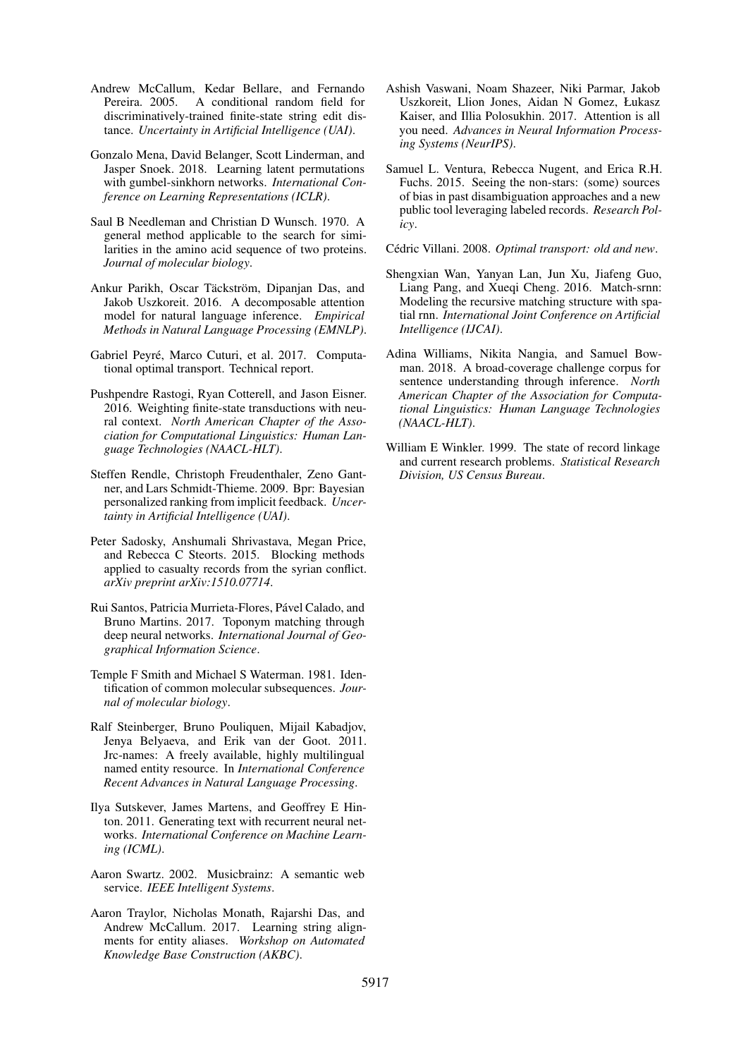Andrew McCallum, Kedar Bellare, and Fernando Pereira. 2005. A conditional random field for discriminatively-trained finite-state string edit distance. *Uncertainty in Artificial Intelligence (UAI)*.

Gonzalo Mena, David Belanger, Scott Linderman, and Jasper Snoek. 2018. Learning latent permutations with gumbel-sinkhorn networks. *International Conference on Learning Representations (ICLR)*.

Saul B Needleman and Christian D Wunsch. 1970. A general method applicable to the search for similarities in the amino acid sequence of two proteins. *Journal of molecular biology*.

Ankur Parikh, Oscar Täckström, Dipanjan Das, and Jakob Uszkoreit. 2016. A decomposable attention model for natural language inference. *Empirical Methods in Natural Language Processing (EMNLP)*.

Gabriel Peyré, Marco Cuturi, et al. 2017. Computational optimal transport. Technical report.

Pushpendre Rastogi, Ryan Cotterell, and Jason Eisner. 2016. Weighting finite-state transductions with neural context. *North American Chapter of the Association for Computational Linguistics: Human Language Technologies (NAACL-HLT)*.

Steffen Rendle, Christoph Freudenthaler, Zeno Gantner, and Lars Schmidt-Thieme. 2009. Bpr: Bayesian personalized ranking from implicit feedback. *Uncertainty in Artificial Intelligence (UAI)*.

Peter Sadosky, Anshumali Shrivastava, Megan Price, and Rebecca C Steorts. 2015. Blocking methods applied to casualty records from the syrian conflict. *arXiv preprint arXiv:1510.07714*.

Rui Santos, Patricia Murrieta-Flores, Pável Calado, and Bruno Martins. 2017. Toponym matching through deep neural networks. *International Journal of Geographical Information Science*.

Temple F Smith and Michael S Waterman. 1981. Identification of common molecular subsequences. *Journal of molecular biology*.

Ralf Steinberger, Bruno Pouliquen, Mijail Kabadjov, Jenya Belyaeva, and Erik van der Goot. 2011. Jrc-names: A freely available, highly multilingual named entity resource. In *International Conference Recent Advances in Natural Language Processing*.

Ilya Sutskever, James Martens, and Geoffrey E Hinton. 2011. Generating text with recurrent neural networks. *International Conference on Machine Learning (ICML)*.

Aaron Swartz. 2002. Musicbrainz: A semantic web service. *IEEE Intelligent Systems*.

Aaron Traylor, Nicholas Monath, Rajarshi Das, and Andrew McCallum. 2017. Learning string alignments for entity aliases. *Workshop on Automated Knowledge Base Construction (AKBC)*.

Ashish Vaswani, Noam Shazeer, Niki Parmar, Jakob Uszkoreit, Llion Jones, Aidan N Gomez, Łukasz Kaiser, and Illia Polosukhin. 2017. Attention is all you need. *Advances in Neural Information Processing Systems (NeurIPS)*.

Samuel L. Ventura, Rebecca Nugent, and Erica R.H. Fuchs. 2015. Seeing the non-stars: (some) sources of bias in past disambiguation approaches and a new public tool leveraging labeled records. *Research Policy*.

Cédric Villani. 2008. *Optimal transport: old and new*.

Shengxian Wan, Yanyan Lan, Jun Xu, Jiafeng Guo, Liang Pang, and Xueqi Cheng. 2016. Match-srnn: Modeling the recursive matching structure with spatial rnn. *International Joint Conference on Artificial Intelligence (IJCAI)*.

Adina Williams, Nikita Nangia, and Samuel Bowman. 2018. A broad-coverage challenge corpus for sentence understanding through inference. *North American Chapter of the Association for Computational Linguistics: Human Language Technologies (NAACL-HLT)*.

William E Winkler. 1999. The state of record linkage and current research problems. *Statistical Research Division, US Census Bureau*.